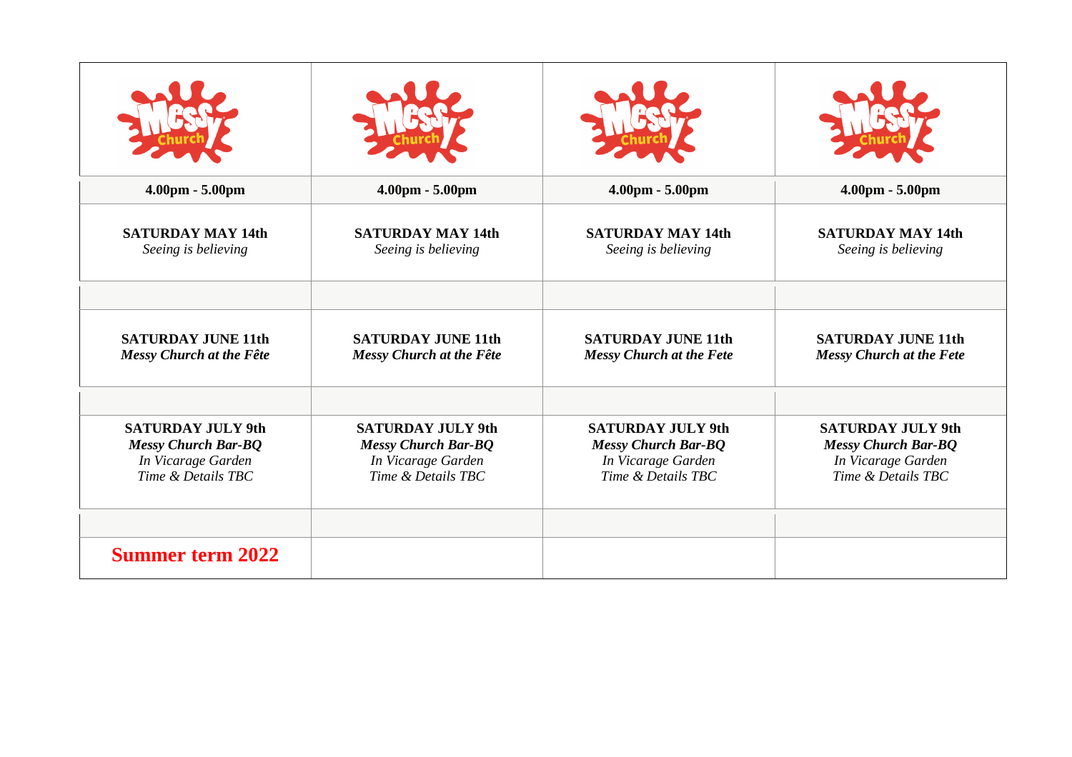| | | | |
|---|---|---|---|
| Messy Church | Messy Church | Messy Church | Messy Church |
| **4.00pm - 5.00pm** | **4.00pm - 5.00pm** | **4.00pm - 5.00pm** | **4.00pm - 5.00pm** |
| **SATURDAY MAY 14th**<br>*Seeing is believing* | **SATURDAY MAY 14th**<br>*Seeing is believing* | **SATURDAY MAY 14th**<br>*Seeing is believing* | **SATURDAY MAY 14th**<br>*Seeing is believing* |
| | | | |
| **SATURDAY JUNE 11th**<br>***Messy Church at the Fête*** | **SATURDAY JUNE 11th**<br>***Messy Church at the Fête*** | **SATURDAY JUNE 11th**<br>***Messy Church at the Fete*** | **SATURDAY JUNE 11th**<br>***Messy Church at the Fete*** |
| | | | |
| **SATURDAY JULY 9th**<br>***Messy Church Bar-BQ***<br>*In Vicarage Garden*<br>*Time & Details TBC* | **SATURDAY JULY 9th**<br>***Messy Church Bar-BQ***<br>*In Vicarage Garden*<br>*Time & Details TBC* | **SATURDAY JULY 9th**<br>***Messy Church Bar-BQ***<br>*In Vicarage Garden*<br>*Time & Details TBC* | **SATURDAY JULY 9th**<br>***Messy Church Bar-BQ***<br>*In Vicarage Garden*<br>*Time & Details TBC* |
| | | | |
| **Summer term 2022** | | | |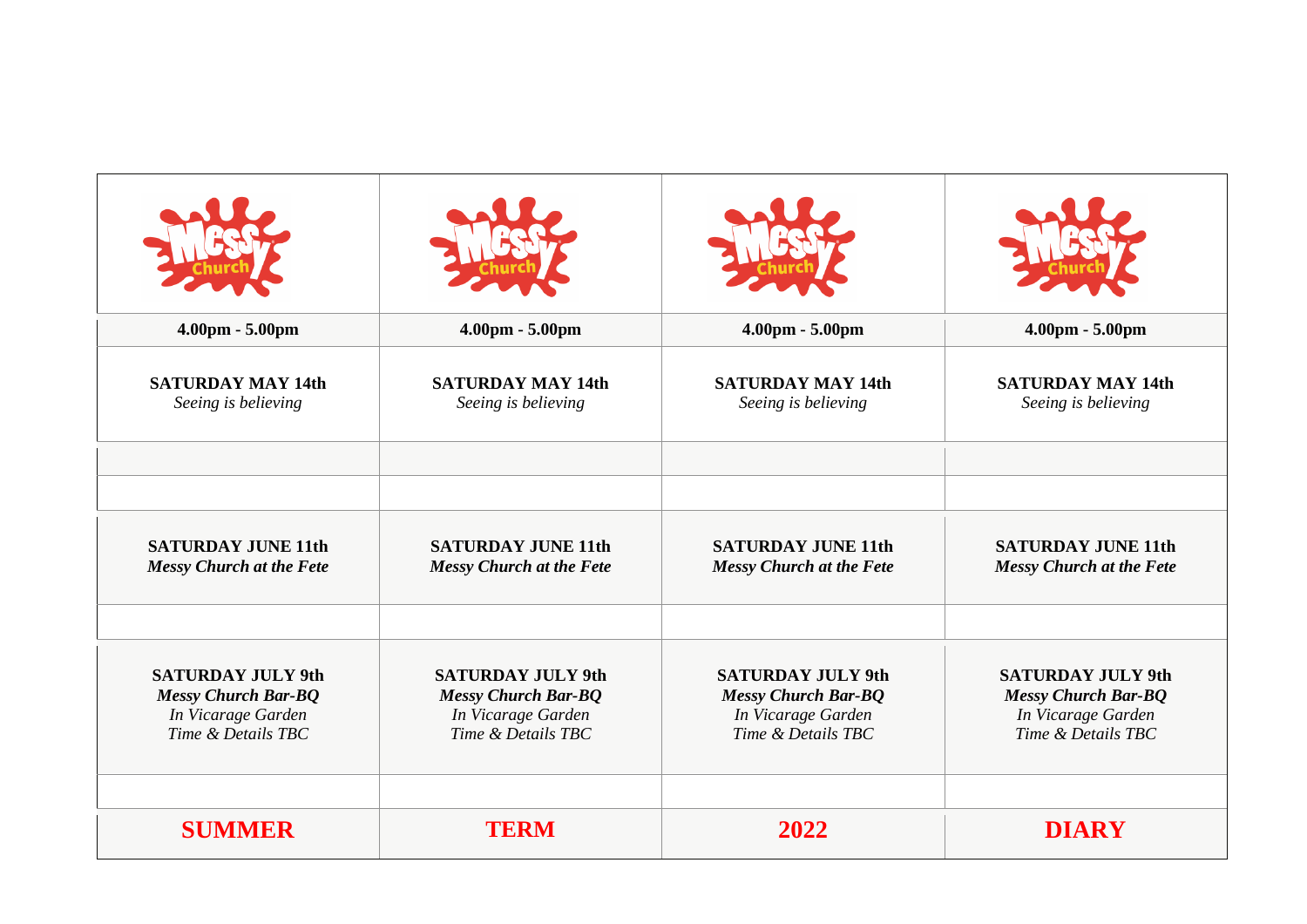| | | | |
|---|---|---|---|
| **4.00pm - 5.00pm** | **4.00pm - 5.00pm** | **4.00pm - 5.00pm** | **4.00pm - 5.00pm** |
| **SATURDAY MAY 14th**<br>*Seeing is believing* | **SATURDAY MAY 14th**<br>*Seeing is believing* | **SATURDAY MAY 14th**<br>*Seeing is believing* | **SATURDAY MAY 14th**<br>*Seeing is believing* |
| | | | |
| | | | |
| **SATURDAY JUNE 11th**<br>***Messy Church at the Fete*** | **SATURDAY JUNE 11th**<br>***Messy Church at the Fete*** | **SATURDAY JUNE 11th**<br>***Messy Church at the Fete*** | **SATURDAY JUNE 11th**<br>***Messy Church at the Fete*** |
| | | | |
| **SATURDAY JULY 9th**<br>***Messy Church Bar-BQ***<br>*In Vicarage Garden*<br>*Time & Details TBC* | **SATURDAY JULY 9th**<br>***Messy Church Bar-BQ***<br>*In Vicarage Garden*<br>*Time & Details TBC* | **SATURDAY JULY 9th**<br>***Messy Church Bar-BQ***<br>*In Vicarage Garden*<br>*Time & Details TBC* | **SATURDAY JULY 9th**<br>***Messy Church Bar-BQ***<br>*In Vicarage Garden*<br>*Time & Details TBC* |
| | | | |
| **SUMMER** | **TERM** | **2022** | **DIARY** |